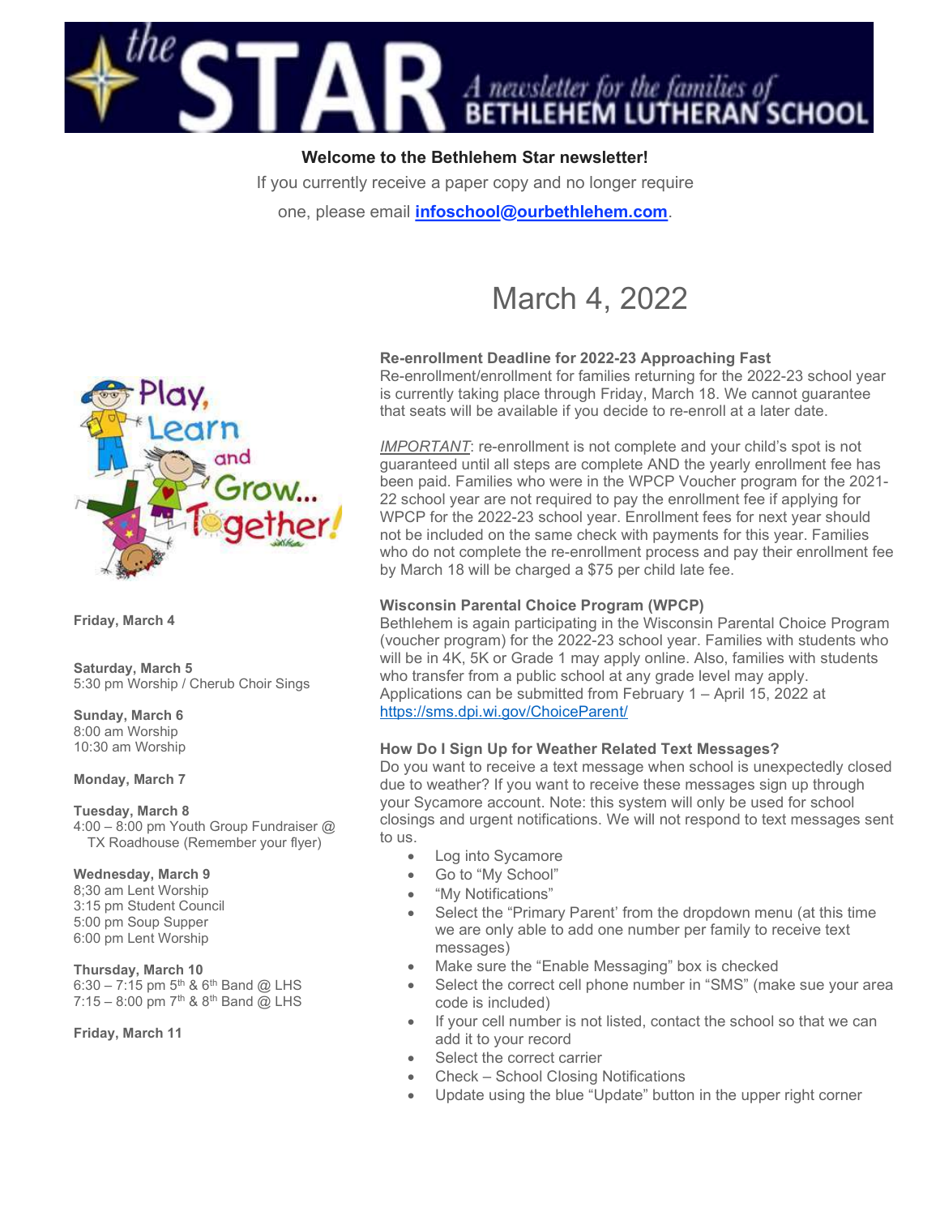Welcome to the Bethlehem Star newsletter!

If you currently receive a paper copy and no longer require one, please email **infoschool@ourbethlehem.com**.

# March 4, 2022

**Friday, March 4**

**Saturday, March 5**
5:30 pm Worship / Cherub Choir Sings

**Sunday, March 6**
8:00 am Worship
10:30 am Worship

**Monday, March 7**

**Tuesday, March 8**
4:00 – 8:00 pm Youth Group Fundraiser @ TX Roadhouse (Remember your flyer)

**Wednesday, March 9**
8;30 am Lent Worship
3:15 pm Student Council
5:00 pm Soup Supper
6:00 pm Lent Worship

**Thursday, March 10**
6:30 – 7:15 pm 5th & 6th Band @ LHS
7:15 – 8:00 pm 7th & 8th Band @ LHS

**Friday, March 11**

### Re-enrollment Deadline for 2022-23 Approaching Fast

Re-enrollment/enrollment for families returning for the 2022-23 school year is currently taking place through Friday, March 18. We cannot guarantee that seats will be available if you decide to re-enroll at a later date.

*IMPORTANT*: re-enrollment is not complete and your child's spot is not guaranteed until all steps are complete AND the yearly enrollment fee has been paid. Families who were in the WPCP Voucher program for the 2021-22 school year are not required to pay the enrollment fee if applying for WPCP for the 2022-23 school year. Enrollment fees for next year should not be included on the same check with payments for this year. Families who do not complete the re-enrollment process and pay their enrollment fee by March 18 will be charged a $75 per child late fee.

### Wisconsin Parental Choice Program (WPCP)

Bethlehem is again participating in the Wisconsin Parental Choice Program (voucher program) for the 2022-23 school year. Families with students who will be in 4K, 5K or Grade 1 may apply online. Also, families with students who transfer from a public school at any grade level may apply. Applications can be submitted from February 1 – April 15, 2022 at https://sms.dpi.wi.gov/ChoiceParent/

### How Do I Sign Up for Weather Related Text Messages?

Do you want to receive a text message when school is unexpectedly closed due to weather? If you want to receive these messages sign up through your Sycamore account. Note: this system will only be used for school closings and urgent notifications. We will not respond to text messages sent to us.

- Log into Sycamore
- Go to "My School"
- "My Notifications"
- Select the "Primary Parent' from the dropdown menu (at this time we are only able to add one number per family to receive text messages)
- Make sure the "Enable Messaging" box is checked
- Select the correct cell phone number in "SMS" (make sue your area code is included)
- If your cell number is not listed, contact the school so that we can add it to your record
- Select the correct carrier
- Check – School Closing Notifications
- Update using the blue "Update" button in the upper right corner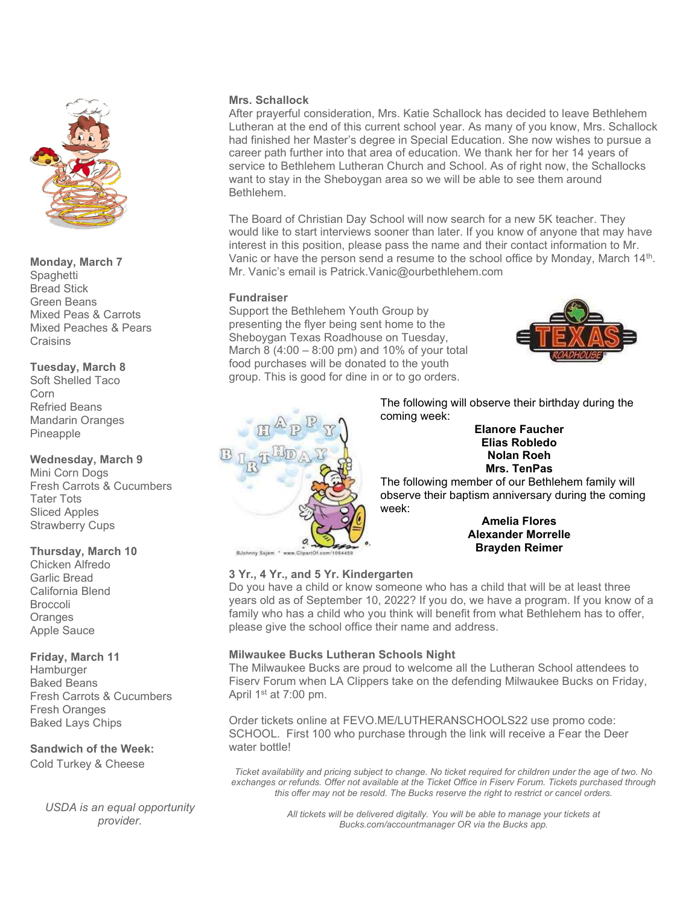**Monday, March 7**
Spaghetti
Bread Stick
Green Beans
Mixed Peas & Carrots
Mixed Peaches & Pears
Craisins

**Tuesday, March 8**
Soft Shelled Taco
Corn
Refried Beans
Mandarin Oranges
Pineapple

**Wednesday, March 9**
Mini Corn Dogs
Fresh Carrots & Cucumbers
Tater Tots
Sliced Apples
Strawberry Cups

**Thursday, March 10**
Chicken Alfredo
Garlic Bread
California Blend
Broccoli
Oranges
Apple Sauce

**Friday, March 11**
Hamburger
Baked Beans
Fresh Carrots & Cucumbers
Fresh Oranges
Baked Lays Chips

**Sandwich of the Week:**
Cold Turkey & Cheese

*USDA is an equal opportunity provider.*

**Mrs. Schallock**

After prayerful consideration, Mrs. Katie Schallock has decided to leave Bethlehem Lutheran at the end of this current school year. As many of you know, Mrs. Schallock had finished her Master's degree in Special Education. She now wishes to pursue a career path further into that area of education. We thank her for her 14 years of service to Bethlehem Lutheran Church and School. As of right now, the Schallocks want to stay in the Sheboygan area so we will be able to see them around Bethlehem.

The Board of Christian Day School will now search for a new 5K teacher. They would like to start interviews sooner than later. If you know of anyone that may have interest in this position, please pass the name and their contact information to Mr. Vanic or have the person send a resume to the school office by Monday, March 14th. Mr. Vanic's email is Patrick.Vanic@ourbethlehem.com

**Fundraiser**

Support the Bethlehem Youth Group by presenting the flyer being sent home to the Sheboygan Texas Roadhouse on Tuesday, March 8 (4:00 – 8:00 pm) and 10% of your total food purchases will be donated to the youth group. This is good for dine in or to go orders.

The following will observe their birthday during the coming week:

**Elanore Faucher**
**Elias Robledo**
**Nolan Roeh**
**Mrs. TenPas**

The following member of our Bethlehem family will observe their baptism anniversary during the coming week:

**Amelia Flores**
**Alexander Morrelle**
**Brayden Reimer**

**3 Yr., 4 Yr., and 5 Yr. Kindergarten**

Do you have a child or know someone who has a child that will be at least three years old as of September 10, 2022? If you do, we have a program. If you know of a family who has a child who you think will benefit from what Bethlehem has to offer, please give the school office their name and address.

**Milwaukee Bucks Lutheran Schools Night**

The Milwaukee Bucks are proud to welcome all the Lutheran School attendees to Fiserv Forum when LA Clippers take on the defending Milwaukee Bucks on Friday, April 1st at 7:00 pm.

Order tickets online at FEVO.ME/LUTHERANSCHOOLS22 use promo code: SCHOOL. First 100 who purchase through the link will receive a Fear the Deer water bottle!

*Ticket availability and pricing subject to change. No ticket required for children under the age of two. No exchanges or refunds. Offer not available at the Ticket Office in Fiserv Forum. Tickets purchased through this offer may not be resold. The Bucks reserve the right to restrict or cancel orders.*

*All tickets will be delivered digitally. You will be able to manage your tickets at Bucks.com/accountmanager OR via the Bucks app.*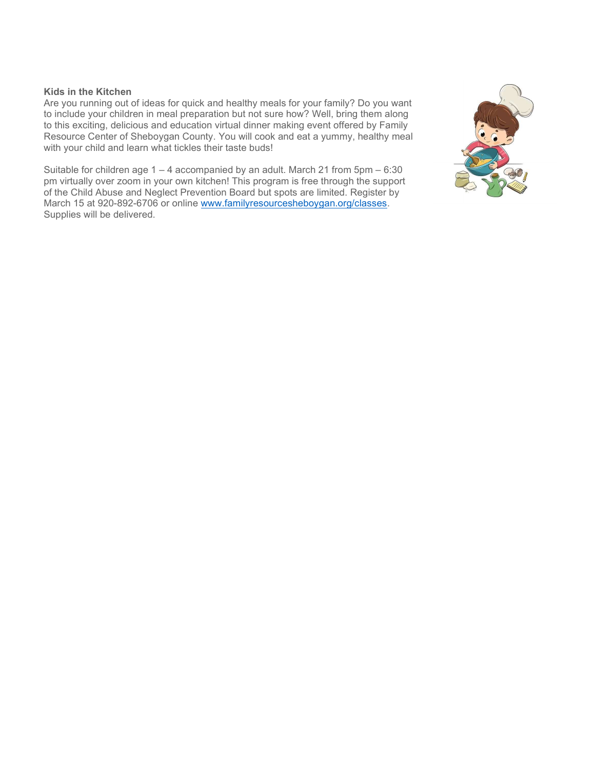**Kids in the Kitchen**

Are you running out of ideas for quick and healthy meals for your family? Do you want to include your children in meal preparation but not sure how? Well, bring them along to this exciting, delicious and education virtual dinner making event offered by Family Resource Center of Sheboygan County. You will cook and eat a yummy, healthy meal with your child and learn what tickles their taste buds!

Suitable for children age 1 – 4 accompanied by an adult. March 21 from 5pm – 6:30 pm virtually over zoom in your own kitchen! This program is free through the support of the Child Abuse and Neglect Prevention Board but spots are limited. Register by March 15 at 920-892-6706 or online www.familyresourcesheboygan.org/classes. Supplies will be delivered.